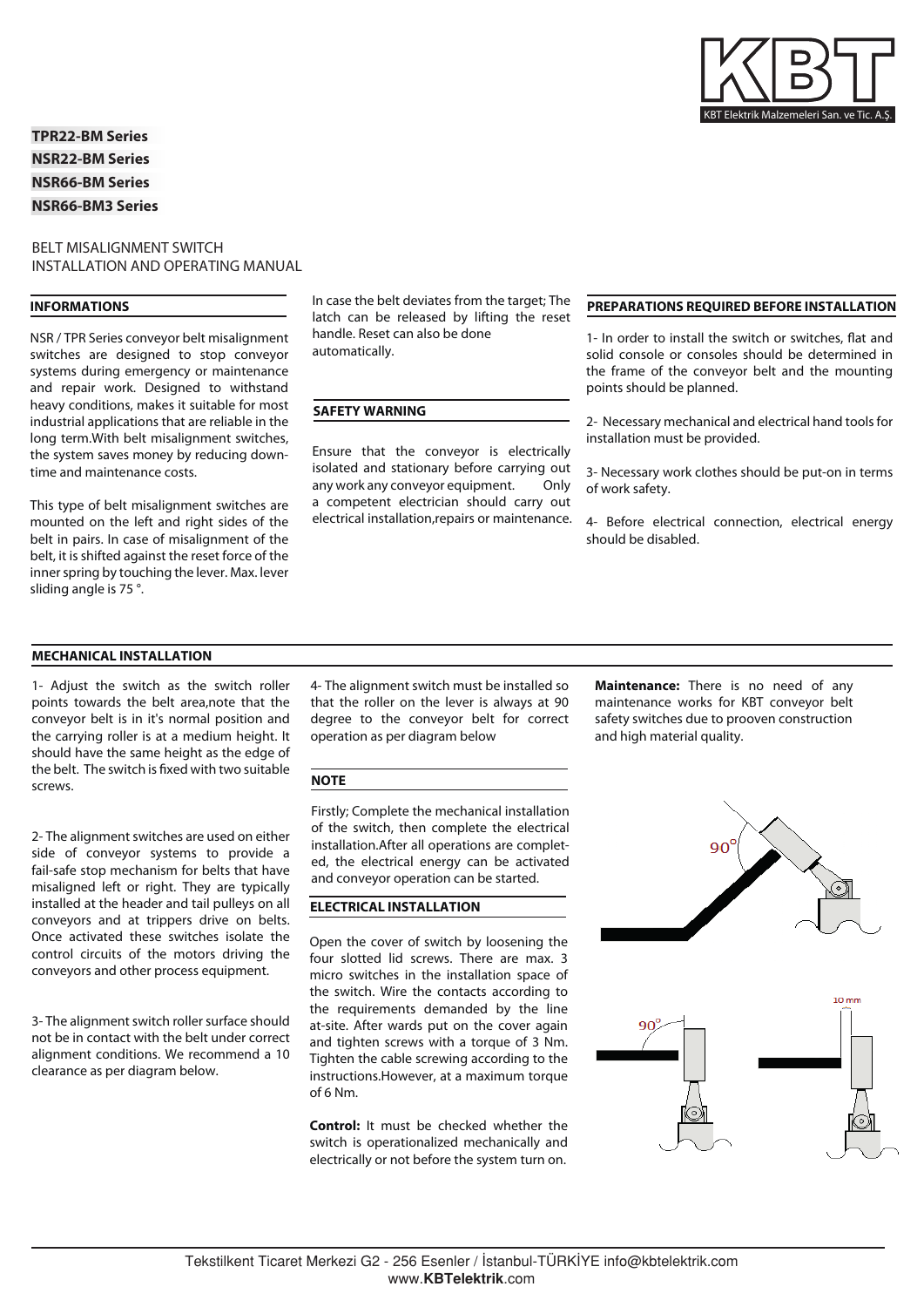**TPR22-BM Series**
**NSR22-BM Series**
**NSR66-BM Series**
**NSR66-BM3 Series**

BELT MISALIGNMENT SWITCH
INSTALLATION AND OPERATING MANUAL

## INFORMATIONS

NSR / TPR Series conveyor belt misalignment switches are designed to stop conveyor systems during emergency or maintenance and repair work. Designed to withstand heavy conditions, makes it suitable for most industrial applications that are reliable in the long term.With belt misalignment switches, the system saves money by reducing down-time and maintenance costs.

This type of belt misalignment switches are mounted on the left and right sides of the belt in pairs. In case of misalignment of the belt, it is shifted against the reset force of the inner spring by touching the lever. Max. lever sliding angle is 75 °.

In case the belt deviates from the target; The latch can be released by lifting the reset handle. Reset can also be done automatically.

## SAFETY WARNING

Ensure that the conveyor is electrically isolated and stationary before carrying out any work any conveyor equipment. Only a competent electrician should carry out electrical installation,repairs or maintenance.

## PREPARATIONS REQUIRED BEFORE INSTALLATION

1- In order to install the switch or switches, flat and solid console or consoles should be determined in the frame of the conveyor belt and the mounting points should be planned.

2- Necessary mechanical and electrical hand tools for installation must be provided.

3- Necessary work clothes should be put-on in terms of work safety.

4- Before electrical connection, electrical energy should be disabled.

## MECHANICAL INSTALLATION

1- Adjust the switch as the switch roller points towards the belt area,note that the conveyor belt is in it's normal position and the carrying roller is at a medium height. It should have the same height as the edge of the belt. The switch is fixed with two suitable screws.

2- The alignment switches are used on either side of conveyor systems to provide a fail-safe stop mechanism for belts that have misaligned left or right. They are typically installed at the header and tail pulleys on all conveyors and at trippers drive on belts. Once activated these switches isolate the control circuits of the motors driving the conveyors and other process equipment.

3- The alignment switch roller surface should not be in contact with the belt under correct alignment conditions. We recommend a 10 clearance as per diagram below.

4- The alignment switch must be installed so that the roller on the lever is always at 90 degree to the conveyor belt for correct operation as per diagram below

## NOTE

Firstly; Complete the mechanical installation of the switch, then complete the electrical installation.After all operations are completed, the electrical energy can be activated and conveyor operation can be started.

## ELECTRICAL INSTALLATION

Open the cover of switch by loosening the four slotted lid screws. There are max. 3 micro switches in the installation space of the switch. Wire the contacts according to the requirements demanded by the line at-site. After wards put on the cover again and tighten screws with a torque of 3 Nm. Tighten the cable screwing according to the instructions.However, at a maximum torque of 6 Nm.

**Control:** It must be checked whether the switch is operationalized mechanically and electrically or not before the system turn on.

**Maintenance:** There is no need of any maintenance works for KBT conveyor belt safety switches due to prooven construction and high material quality.

90°

90°

10 mm

Tekstilkent Ticaret Merkezi G2 - 256 Esenler / İstanbul-TÜRKİYE info@kbtelektrik.com
www.**KBTelektrik**.com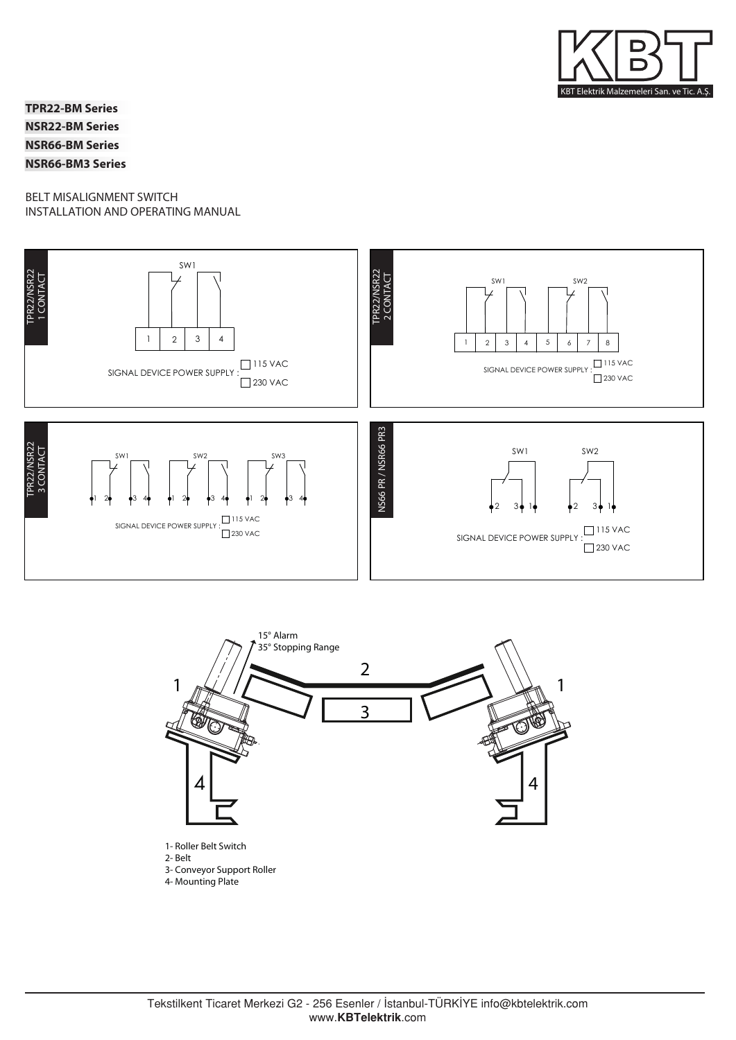**TPR22-BM Series**
**NSR22-BM Series**
**NSR66-BM Series**
**NSR66-BM3 Series**

BELT MISALIGNMENT SWITCH
INSTALLATION AND OPERATING MANUAL

TPR22/NSR22 1 CONTACT

SW1

1 2 3 4

SIGNAL DEVICE POWER SUPPLY : ☐ 115 VAC ☐ 230 VAC

TPR22/NSR22 2 CONTACT

SW1 SW2

1 2 3 4 5 6 7 8

SIGNAL DEVICE POWER SUPPLY : ☐ 115 VAC ☐ 230 VAC

TPR22/NSR22 3 CONTACT

SW1 SW2 SW3

1 2 3 4 1 2 3 4 1 2 3 4

SIGNAL DEVICE POWER SUPPLY : ☐ 115 VAC ☐ 230 VAC

NS66 PR / NSR66 PR3

SW1 SW2

2 3 1 2 3 1

SIGNAL DEVICE POWER SUPPLY : ☐ 115 VAC ☐ 230 VAC

15° Alarm
35° Stopping Range

1- Roller Belt Switch
2- Belt
3- Conveyor Support Roller
4- Mounting Plate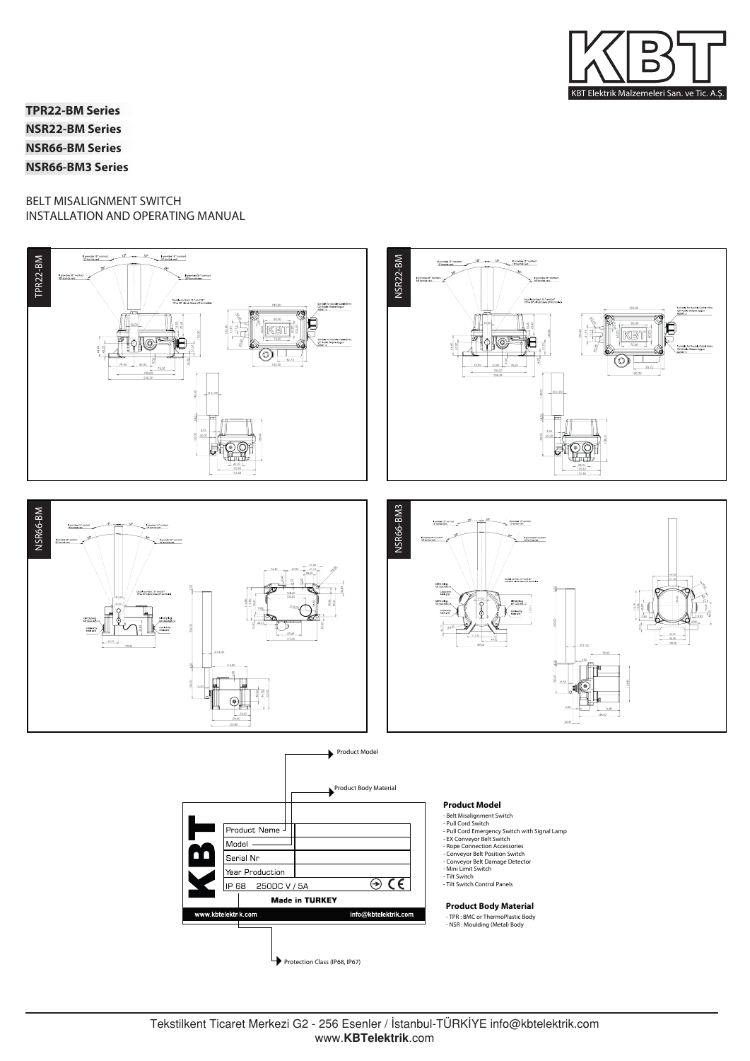KBT Elektrik Malzemeleri San. ve Tic. A.Ş.

**TPR22-BM Series**

**NSR22-BM Series**

**NSR66-BM Series**

**NSR66-BM3 Series**

BELT MISALIGNMENT SWITCH

INSTALLATION AND OPERATING MANUAL

TPR22-BM

NSR22-BM

NSR66-BM

NSR66-BM3

Product Model

Product Body Material

| Product Name | |
|---|---|
| Model | |
| Serial Nr | |
| Year Production | |
| IP 68 250DC V / 5A | |

Made in TURKEY

www.kbtelektrik.com info@kbtelektrik.com

Protection Class (IP68, IP67)

**Product Model**

- Belt Misalignment Switch
- Pull Cord Switch
- Pull Cord Emergency Switch with Signal Lamp
- EX Conveyor Belt Switch
- Rope Connection Accessories
- Conveyor Belt Position Switch
- Conveyor Belt Damage Detector
- Mini Limit Switch
- Tilt Switch
- Tilt Switch Control Panels

**Product Body Material**

- TPR : BMC or ThermoPlastic Body
- NSR : Moulding (Metal) Body

Tekstilkent Ticaret Merkezi G2 - 256 Esenler / İstanbul-TÜRKİYE info@kbtelektrik.com
www.**KBTelektrik**.com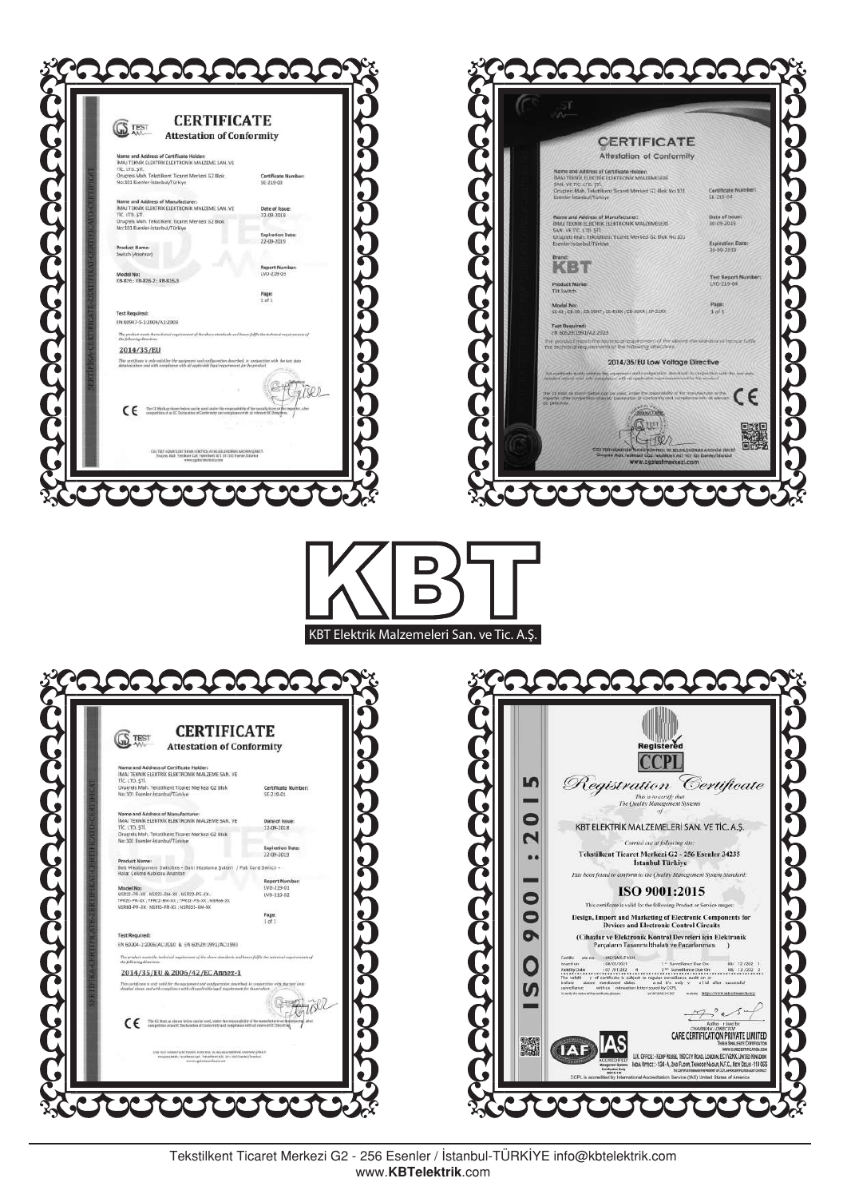# CERTIFICATE

## Attestation of Conformity

**Name and Address of Certificate Holder:**
İMAJ TEKNİK ELEKTRİK ELEKTRONİK MALZEME SAN. VE TİC. LTD. ŞTİ.
Oruçreis Mah. Tekstilkent Ticaret Merkezi G2 Blok No:101 Esenler-İstanbul/Türkiye

**Certificate Number:** SE-219-03

**Name and Address of Manufacturer:**
İMAJ TEKNİK ELEKTRİK ELEKTRONİK MALZEME SAN. VE TİC. LTD. ŞTİ.
Oruçreis Mah. Tekstilkent Ticaret Merkezi G2 Blok No:101 Esenler-İstanbul/Türkiye

**Date of Issue:** 22-09-2018

**Expiration Date:** 22-09-2019

**Product Name:** Switch (Anahtar)

**Report Number:** LVD-219-03

**Model No:** KB-826 ; KB-826-2 ; KB-826-3

**Page:** 1 of 1

**Test Required:** EN 60947-5-1:2004/A1:2009

The product meets the technical requirement of the above standards and hence fulfils the technical requirements of the following directives.

**2014/35/EU**

CE

---

# CERTIFICATE

## Attestation of Conformity

**Name and Address of Certificate Holder:**
İMAJ TEKNİK ELEKTRİK ELEKTRONİK MALZEMELERİ SAN. VE TİC. LTD. ŞTİ.
Oruçreis Mah. Tekstilkent Ticaret Merkezi G2 Blok No:101 Esenler-İstanbul/Türkiye

**Certificate Number:** SE-219-04

**Name and Address of Manufacturer:**
İMAJ TEKNİK ELEKTRİK ELEKTRONİK MALZEMELERİ SAN. VE TİC. LTD. ŞTİ.
Oruçreis Mah. Tekstilkent Ticaret Merkezi G2 Blok No:101 Esenler-İstanbul/Türkiye

**Date of Issue:** 30-09-2019

**Expiration Date:** 30-09-2020

**Brand:** KBT

**Test Report Number:** LVD-219-04

**Product Name:** Tilt Switch

**Page:** 1 of 1

**Test Required:** EN 60529:1991/A2:2013

**2014/35/EU Low Voltage Directive**

CE

www.cgstestmerkezi.com

---

# KBT

KBT Elektrik Malzemeleri San. ve Tic. A.Ş.

---

# CERTIFICATE

## Attestation of Conformity

**Name and Address of Certificate Holder:**
İMAJ TEKNİK ELEKTRİK ELEKTRONİK MALZEME SAN. VE TİC. LTD. ŞTİ.
Oruçreis Mah. Tekstilkent Ticaret Merkezi G2 Blok No:101 Esenler-İstanbul/Türkiye

**Certificate Number:** SE-219-01

**Name and Address of Manufacturer:**
İMAJ TEKNİK ELEKTRİK ELEKTRONİK MALZEME SAN. VE TİC. LTD. ŞTİ.
Oruçreis Mah. Tekstilkent Ticaret Merkezi G2 Blok No:101 Esenler-İstanbul/Türkiye

**Date of Issue:** 12-09-2018

**Expiration Date:** 12-09-2019

**Product Name:** Belt Misalignment Switches - Bant Kaydırma Şalteri / Pull Cord Switch - Halat Çekme Kablosu Anahtarı

**Report Number:** LVD-219-01, LVD-219-02

**Model No:** MSR22-PR-XX ; MSR22-BM-XX ; MSR22-PS-XX ; TPR22-PR-XX ; TPR22-BM-XX ; TPR22-PS-XX ; MSR66-XX ; MSR80-PR-XX ; MSR10-PR-XX ; MSR01-BM-XX

**Page:** 1 of 1

**Test Required:** EN 60204-1:2006/AC:2010 & EN 60529:1991/AC:1993

The product meets the technical requirement of the above standards and hence fulfils the technical requirements of the following directives.

**2014/35/EU & 2006/42/EC Annex-1**

CE

---

# Registration Certificate

Registered CCPL

This is to certify that The Quality Management Systems of

**KBT ELEKTRİK MALZEMELERİ SAN. VE TİC. A.Ş.**

Carried out at following site:

**Tekstilkent Ticaret Merkezi G2 - 256 Esenler 34235 İstanbul Türkiye**

Has been found to conform to the Quality Management System Standard:

## ISO 9001:2015

This certificate is valid for the following Product or Service ranges:

**Design, Import and Marketing of Electronic Components for Devices and Electronic Control Circuits**

**(Cihazlar ve Elektronik Kontrol Devreleri için Elektronik Parçaların Tasarımı, İthalatı ve Pazarlanması)**

CARE CERTIFICATION PRIVATE LIMITED

CCPL is accredited by International Accreditation Service (IAS) United States of America

ISO 9001 : 2015

---

Tekstilkent Ticaret Merkezi G2 - 256 Esenler / İstanbul-TÜRKİYE info@kbtelektrik.com
www.**KBTelektrik**.com